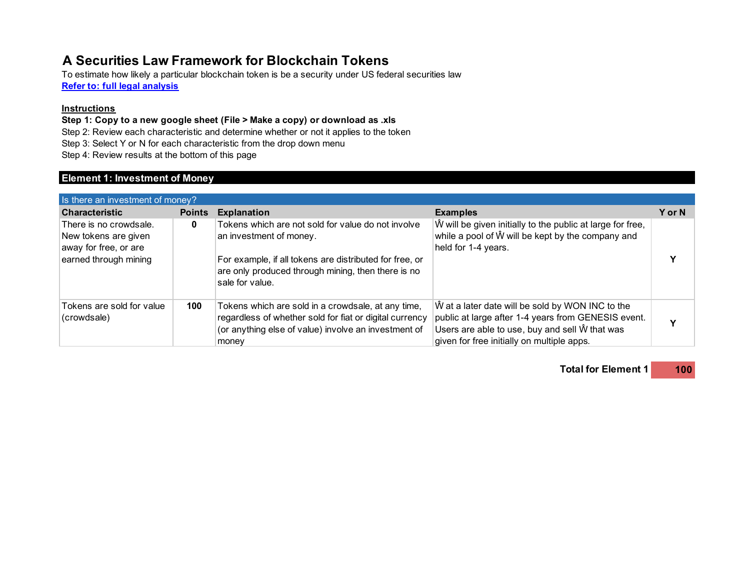# A Securities Law Framework for Blockchain Tokens

To estimate how likely a particular blockchain token is be a security under US federal securities law

**Refer to: full legal analysis**

**Instructions**

**Step 1: Copy to a new google sheet (File > Make a copy) or download as .xls**

Step 2: Review each characteristic and determine whether or not it applies to the token

Step 3: Select Y or N for each characteristic from the drop down menu

Step 4: Review results at the bottom of this page

## Element 1: Investment of Money

Is there an investment of money?

| Characteristic | Points | Explanation | Examples | Y or N |
|---|---|---|---|---|
| There is no crowdsale. New tokens are given away for free, or are earned through mining | **0** | Tokens which are not sold for value do not involve an investment of money.<br><br>For example, if all tokens are distributed for free, or are only produced through mining, then there is no sale for value. | Ŵ will be given initially to the public at large for free, while a pool of Ŵ will be kept by the company and held for 1-4 years. | **Y** |
| Tokens are sold for value (crowdsale) | **100** | Tokens which are sold in a crowdsale, at any time, regardless of whether sold for fiat or digital currency (or anything else of value) involve an investment of money | Ŵ at a later date will be sold by WON INC to the public at large after 1-4 years from GENESIS event. Users are able to use, buy and sell Ŵ that was given for free initially on multiple apps. | **Y** |

**Total for Element 1** **100**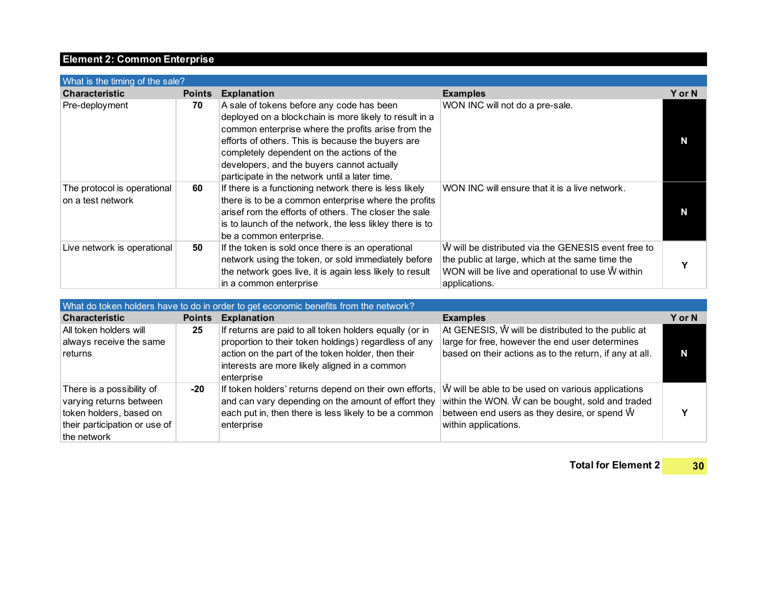## Element 2: Common Enterprise

**What is the timing of the sale?**

| Characteristic | Points | Explanation | Examples | Y or N |
|---|---|---|---|---|
| Pre-deployment | 70 | A sale of tokens before any code has been deployed on a blockchain is more likely to result in a common enterprise where the profits arise from the efforts of others. This is because the buyers are completely dependent on the actions of the developers, and the buyers cannot actually participate in the network until a later time. | WON INC will not do a pre-sale. | N |
| The protocol is operational on a test network | 60 | If there is a functioning network there is less likely there is to be a common enterprise where the profits arisef rom the efforts of others. The closer the sale is to launch of the network, the less likley there is to be a common enterprise. | WON INC will ensure that it is a live network. | N |
| Live network is operational | 50 | If the token is sold once there is an operational network using the token, or sold immediately before the network goes live, it is again less likely to result in a common enterprise | Ŵ will be distributed via the GENESIS event free to the public at large, which at the same time the WON will be live and operational to use Ŵ within applications. | Y |

**What do token holders have to do in order to get economic benefits from the network?**

| Characteristic | Points | Explanation | Examples | Y or N |
|---|---|---|---|---|
| All token holders will always receive the same returns | 25 | If returns are paid to all token holders equally (or in proportion to their token holdings) regardless of any action on the part of the token holder, then their interests are more likely aligned in a common enterprise | At GENESIS, Ŵ will be distributed to the public at large for free, however the end user determines based on their actions as to the return, if any at all. | N |
| There is a possibility of varying returns between token holders, based on their participation or use of the network | -20 | If token holders' returns depend on their own efforts, and can vary depending on the amount of effort they each put in, then there is less likely to be a common enterprise | Ŵ will be able to be used on various applications within the WON. Ŵ can be bought, sold and traded between end users as they desire, or spend Ŵ within applications. | Y |

**Total for Element 2: 30**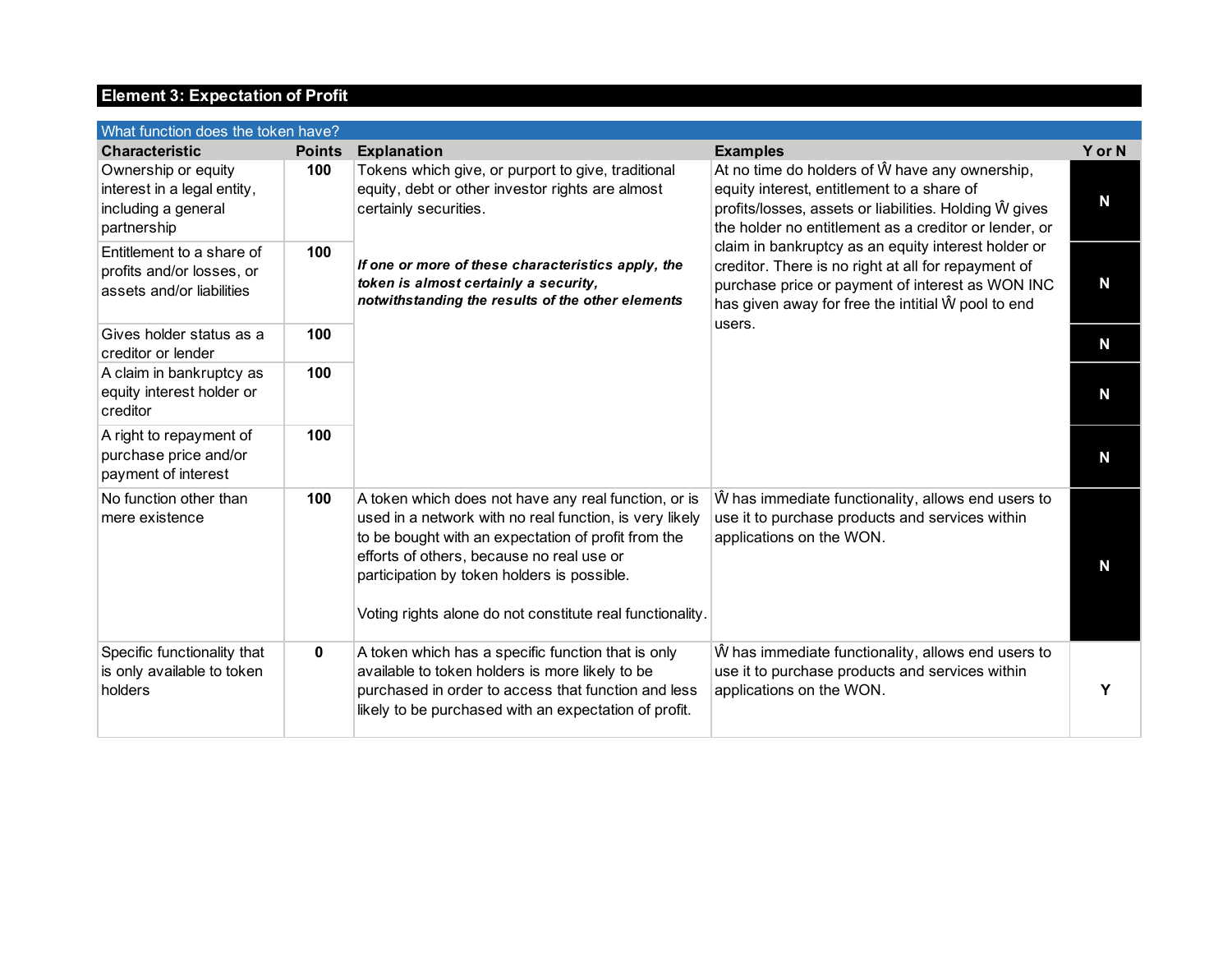## Element 3: Expectation of Profit

| What function does the token have? | | | | |
|---|---|---|---|---|
| **Characteristic** | **Points** | **Explanation** | **Examples** | **Y or N** |
| Ownership or equity interest in a legal entity, including a general partnership | 100 | Tokens which give, or purport to give, traditional equity, debt or other investor rights are almost certainly securities.<br><br>***If one or more of these characteristics apply, the token is almost certainly a security, notwithstanding the results of the other elements*** | At no time do holders of Ŵ have any ownership, equity interest, entitlement to a share of profits/losses, assets or liabilities. Holding Ŵ gives the holder no entitlement as a creditor or lender, or claim in bankruptcy as an equity interest holder or creditor. There is no right at all for repayment of purchase price or payment of interest as WON INC has given away for free the intitial Ŵ pool to end users. | N |
| Entitlement to a share of profits and/or losses, or assets and/or liabilities | 100 | | | N |
| Gives holder status as a creditor or lender | 100 | | | N |
| A claim in bankruptcy as equity interest holder or creditor | 100 | | | N |
| A right to repayment of purchase price and/or payment of interest | 100 | | | N |
| No function other than mere existence | 100 | A token which does not have any real function, or is used in a network with no real function, is very likely to be bought with an expectation of profit from the efforts of others, because no real use or participation by token holders is possible.<br><br>Voting rights alone do not constitute real functionality. | Ŵ has immediate functionality, allows end users to use it to purchase products and services within applications on the WON. | N |
| Specific functionality that is only available to token holders | 0 | A token which has a specific function that is only available to token holders is more likely to be purchased in order to access that function and less likely to be purchased with an expectation of profit. | Ŵ has immediate functionality, allows end users to use it to purchase products and services within applications on the WON. | Y |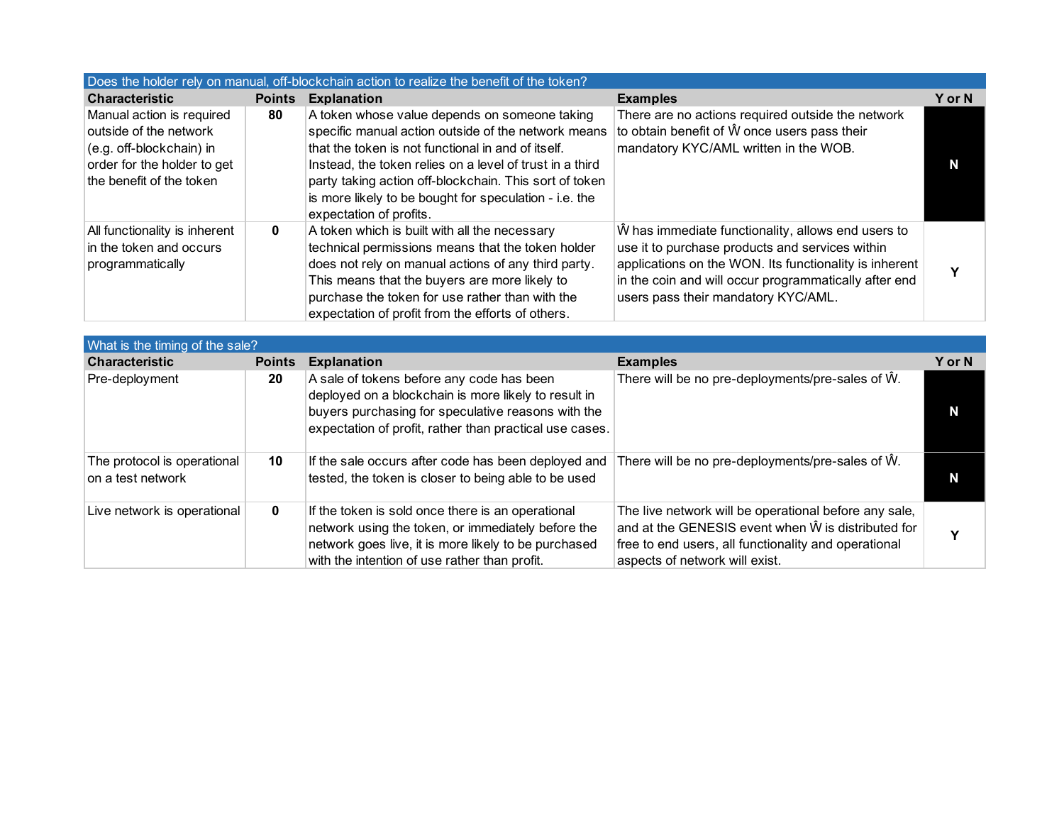| Does the holder rely on manual, off-blockchain action to realize the benefit of the token? | | | | |
|---|---|---|---|---|
| **Characteristic** | **Points** | **Explanation** | **Examples** | **Y or N** |
| Manual action is required outside of the network (e.g. off-blockchain) in order for the holder to get the benefit of the token | **80** | A token whose value depends on someone taking specific manual action outside of the network means that the token is not functional in and of itself. Instead, the token relies on a level of trust in a third party taking action off-blockchain. This sort of token is more likely to be bought for speculation - i.e. the expectation of profits. | There are no actions required outside the network to obtain benefit of Ŵ once users pass their mandatory KYC/AML written in the WOB. | **N** |
| All functionality is inherent in the token and occurs programmatically | **0** | A token which is built with all the necessary technical permissions means that the token holder does not rely on manual actions of any third party. This means that the buyers are more likely to purchase the token for use rather than with the expectation of profit from the efforts of others. | Ŵ has immediate functionality, allows end users to use it to purchase products and services within applications on the WON. Its functionality is inherent in the coin and will occur programmatically after end users pass their mandatory KYC/AML. | **Y** |

| What is the timing of the sale? | | | | |
|---|---|---|---|---|
| **Characteristic** | **Points** | **Explanation** | **Examples** | **Y or N** |
| Pre-deployment | **20** | A sale of tokens before any code has been deployed on a blockchain is more likely to result in buyers purchasing for speculative reasons with the expectation of profit, rather than practical use cases. | There will be no pre-deployments/pre-sales of Ŵ. | **N** |
| The protocol is operational on a test network | **10** | If the sale occurs after code has been deployed and tested, the token is closer to being able to be used | There will be no pre-deployments/pre-sales of Ŵ. | **N** |
| Live network is operational | **0** | If the token is sold once there is an operational network using the token, or immediately before the network goes live, it is more likely to be purchased with the intention of use rather than profit. | The live network will be operational before any sale, and at the GENESIS event when Ŵ is distributed for free to end users, all functionality and operational aspects of network will exist. | **Y** |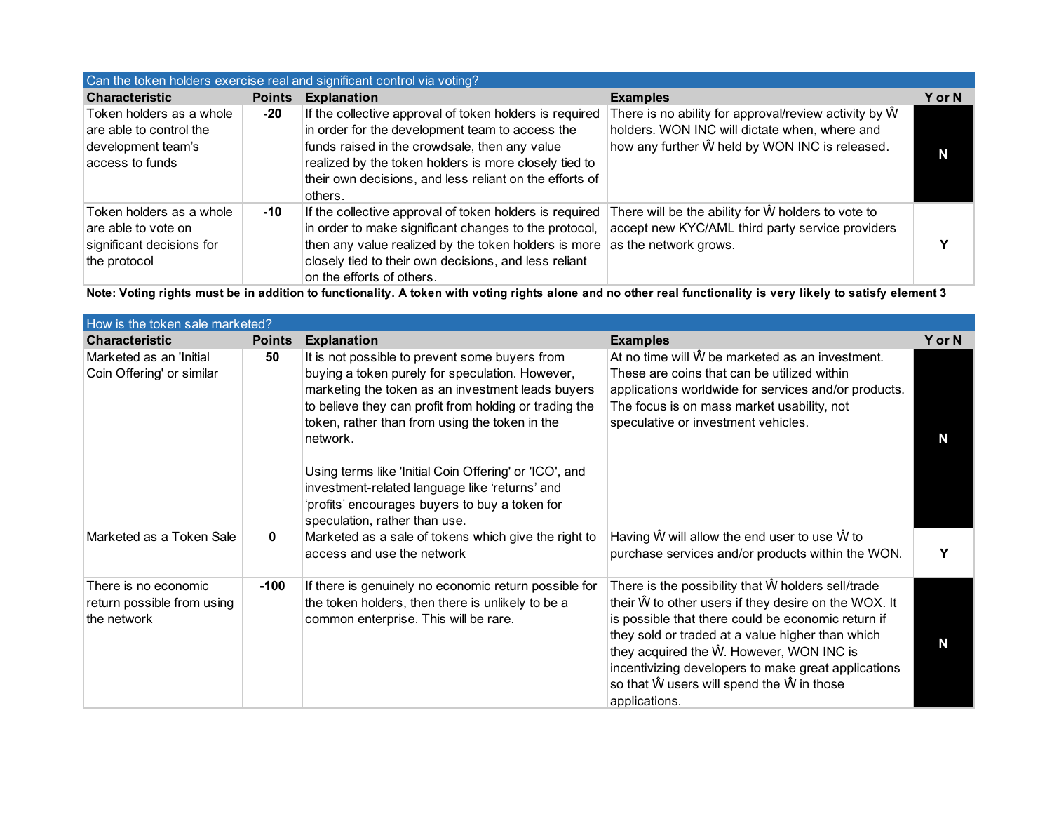| Can the token holders exercise real and significant control via voting? | | | | |
|---|---|---|---|---|
| **Characteristic** | **Points** | **Explanation** | **Examples** | **Y or N** |
| Token holders as a whole are able to control the development team's access to funds | -20 | If the collective approval of token holders is required in order for the development team to access the funds raised in the crowdsale, then any value realized by the token holders is more closely tied to their own decisions, and less reliant on the efforts of others. | There is no ability for approval/review activity by Ŵ holders. WON INC will dictate when, where and how any further Ŵ held by WON INC is released. | N |
| Token holders as a whole are able to vote on significant decisions for the protocol | -10 | If the collective approval of token holders is required in order to make significant changes to the protocol, then any value realized by the token holders is more closely tied to their own decisions, and less reliant on the efforts of others. | There will be the ability for Ŵ holders to vote to accept new KYC/AML third party service providers as the network grows. | Y |

**Note: Voting rights must be in addition to functionality. A token with voting rights alone and no other real functionality is very likely to satisfy element 3**

| How is the token sale marketed? | | | | |
|---|---|---|---|---|
| **Characteristic** | **Points** | **Explanation** | **Examples** | **Y or N** |
| Marketed as an 'Initial Coin Offering' or similar | 50 | It is not possible to prevent some buyers from buying a token purely for speculation. However, marketing the token as an investment leads buyers to believe they can profit from holding or trading the token, rather than from using the token in the network.<br><br>Using terms like 'Initial Coin Offering' or 'ICO', and investment-related language like 'returns' and 'profits' encourages buyers to buy a token for speculation, rather than use. | At no time will Ŵ be marketed as an investment. These are coins that can be utilized within applications worldwide for services and/or products. The focus is on mass market usability, not speculative or investment vehicles. | N |
| Marketed as a Token Sale | 0 | Marketed as a sale of tokens which give the right to access and use the network | Having Ŵ will allow the end user to use Ŵ to purchase services and/or products within the WON. | Y |
| There is no economic return possible from using the network | -100 | If there is genuinely no economic return possible for the token holders, then there is unlikely to be a common enterprise. This will be rare. | There is the possibility that Ŵ holders sell/trade their Ŵ to other users if they desire on the WOX. It is possible that there could be economic return if they sold or traded at a value higher than which they acquired the Ŵ. However, WON INC is incentivizing developers to make great applications so that Ŵ users will spend the Ŵ in those applications. | N |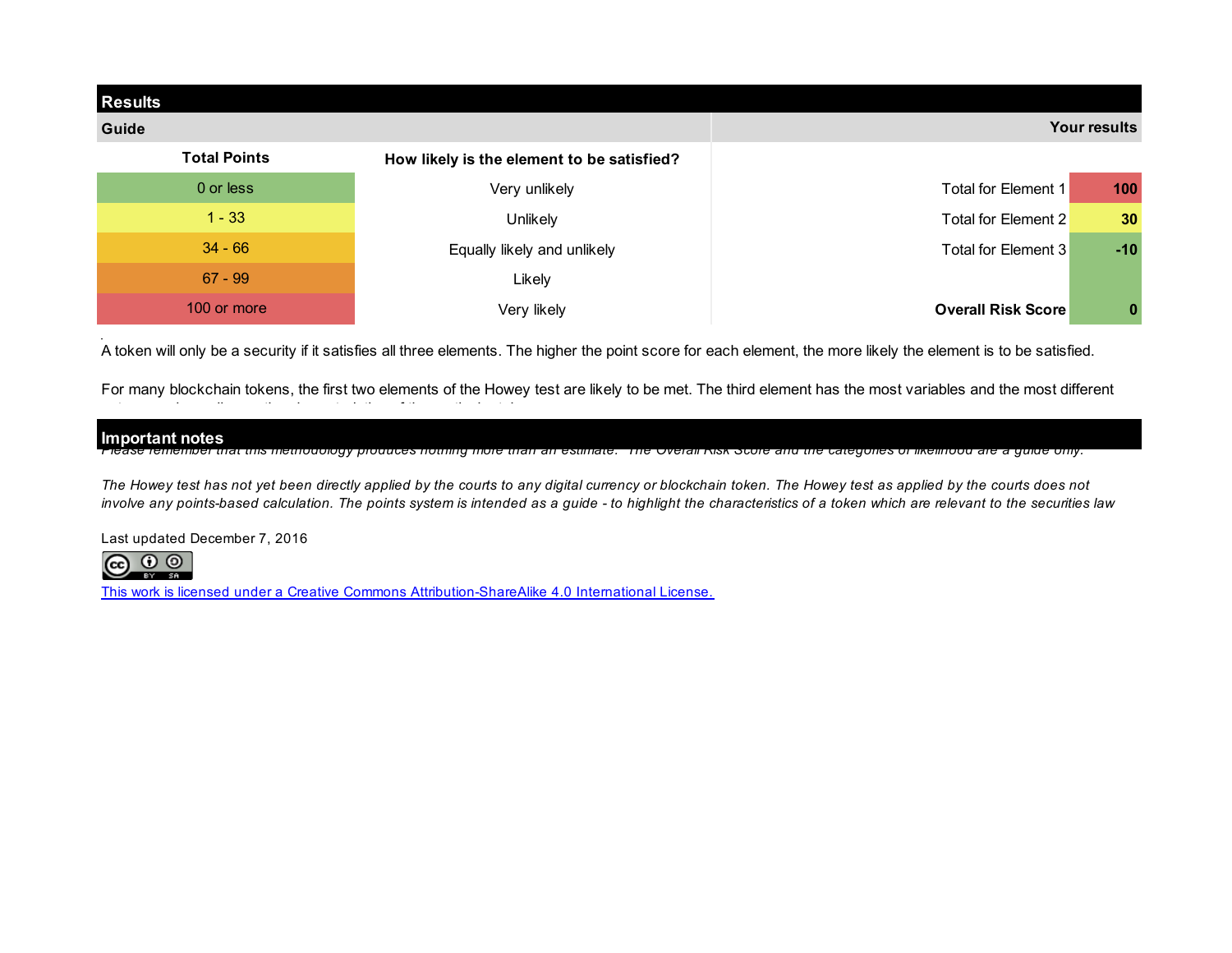## Results

| Guide | | Your results | |
|---|---|---|---|
| **Total Points** | **How likely is the element to be satisfied?** | | |
| 0 or less | Very unlikely | Total for Element 1 | **100** |
| 1 - 33 | Unlikely | Total for Element 2 | **30** |
| 34 - 66 | Equally likely and unlikely | Total for Element 3 | **-10** |
| 67 - 99 | Likely | | |
| 100 or more | Very likely | **Overall Risk Score** | **0** |

A token will only be a security if it satisfies all three elements. The higher the point score for each element, the more likely the element is to be satisfied.

For many blockchain tokens, the first two elements of the Howey test are likely to be met. The third element has the most variables and the most different

## Important notes

*Please remember that this methodology produces nothing more than an estimate. The Overall Risk Score and the categories of likelihood are a guide only.*

*The Howey test has not yet been directly applied by the courts to any digital currency or blockchain token. The Howey test as applied by the courts does not involve any points-based calculation. The points system is intended as a guide - to highlight the characteristics of a token which are relevant to the securities law*

Last updated December 7, 2016

This work is licensed under a Creative Commons Attribution-ShareAlike 4.0 International License.